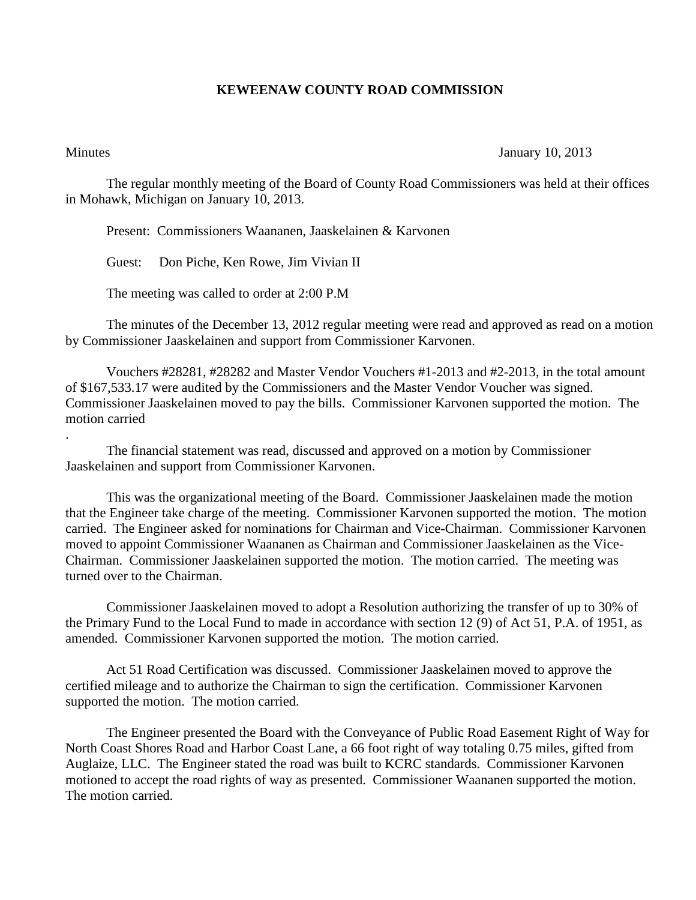# KEWEENAW COUNTY ROAD COMMISSION

Minutes January 10, 2013

The regular monthly meeting of the Board of County Road Commissioners was held at their offices in Mohawk, Michigan on January 10, 2013.

Present: Commissioners Waananen, Jaaskelainen & Karvonen

Guest: Don Piche, Ken Rowe, Jim Vivian II

The meeting was called to order at 2:00 P.M

The minutes of the December 13, 2012 regular meeting were read and approved as read on a motion by Commissioner Jaaskelainen and support from Commissioner Karvonen.

Vouchers #28281, #28282 and Master Vendor Vouchers #1-2013 and #2-2013, in the total amount of $167,533.17 were audited by the Commissioners and the Master Vendor Voucher was signed. Commissioner Jaaskelainen moved to pay the bills. Commissioner Karvonen supported the motion. The motion carried

.

The financial statement was read, discussed and approved on a motion by Commissioner Jaaskelainen and support from Commissioner Karvonen.

This was the organizational meeting of the Board. Commissioner Jaaskelainen made the motion that the Engineer take charge of the meeting. Commissioner Karvonen supported the motion. The motion carried. The Engineer asked for nominations for Chairman and Vice-Chairman. Commissioner Karvonen moved to appoint Commissioner Waananen as Chairman and Commissioner Jaaskelainen as the Vice-Chairman. Commissioner Jaaskelainen supported the motion. The motion carried. The meeting was turned over to the Chairman.

Commissioner Jaaskelainen moved to adopt a Resolution authorizing the transfer of up to 30% of the Primary Fund to the Local Fund to made in accordance with section 12 (9) of Act 51, P.A. of 1951, as amended. Commissioner Karvonen supported the motion. The motion carried.

Act 51 Road Certification was discussed. Commissioner Jaaskelainen moved to approve the certified mileage and to authorize the Chairman to sign the certification. Commissioner Karvonen supported the motion. The motion carried.

The Engineer presented the Board with the Conveyance of Public Road Easement Right of Way for North Coast Shores Road and Harbor Coast Lane, a 66 foot right of way totaling 0.75 miles, gifted from Auglaize, LLC. The Engineer stated the road was built to KCRC standards. Commissioner Karvonen motioned to accept the road rights of way as presented. Commissioner Waananen supported the motion. The motion carried.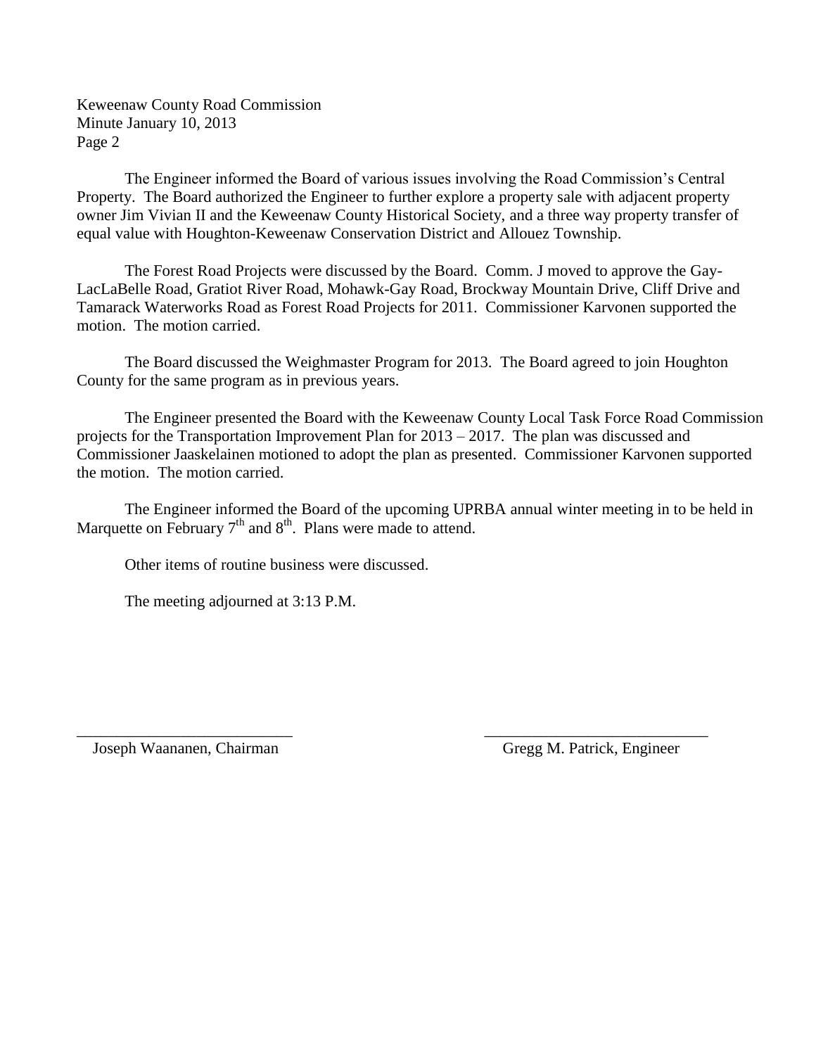The Engineer informed the Board of various issues involving the Road Commission's Central Property. The Board authorized the Engineer to further explore a property sale with adjacent property owner Jim Vivian II and the Keweenaw County Historical Society, and a three way property transfer of equal value with Houghton-Keweenaw Conservation District and Allouez Township.

The Forest Road Projects were discussed by the Board. Comm. J moved to approve the Gay-LacLaBelle Road, Gratiot River Road, Mohawk-Gay Road, Brockway Mountain Drive, Cliff Drive and Tamarack Waterworks Road as Forest Road Projects for 2011. Commissioner Karvonen supported the motion. The motion carried.

The Board discussed the Weighmaster Program for 2013. The Board agreed to join Houghton County for the same program as in previous years.

The Engineer presented the Board with the Keweenaw County Local Task Force Road Commission projects for the Transportation Improvement Plan for 2013 – 2017. The plan was discussed and Commissioner Jaaskelainen motioned to adopt the plan as presented. Commissioner Karvonen supported the motion. The motion carried.

The Engineer informed the Board of the upcoming UPRBA annual winter meeting in to be held in Marquette on February 7th and 8th. Plans were made to attend.

Other items of routine business were discussed.

The meeting adjourned at 3:13 P.M.

\_\_\_\_\_\_\_\_\_\_\_\_\_\_\_\_\_\_\_\_\_\_\_\_\_\_\_
Joseph Waananen, Chairman

\_\_\_\_\_\_\_\_\_\_\_\_\_\_\_\_\_\_\_\_\_\_\_\_\_\_\_
Gregg M. Patrick, Engineer